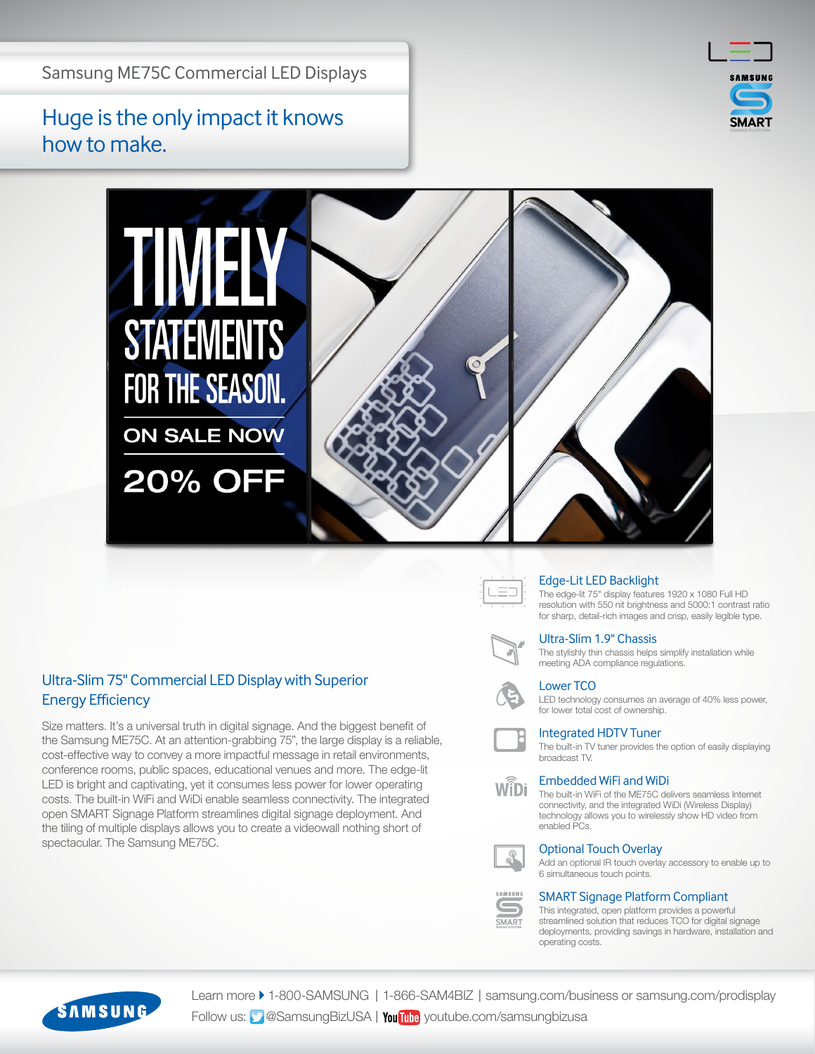Samsung ME75C Commercial LED Displays

# Huge is the only impact it knows how to make.

## Ultra-Slim 75" Commercial LED Display with Superior Energy Efficiency

Size matters. It's a universal truth in digital signage. And the biggest benefit of the Samsung ME75C. At an attention-grabbing 75", the large display is a reliable, cost-effective way to convey a more impactful message in retail environments, conference rooms, public spaces, educational venues and more. The edge-lit LED is bright and captivating, yet it consumes less power for lower operating costs. The built-in WiFi and WiDi enable seamless connectivity. The integrated open SMART Signage Platform streamlines digital signage deployment. And the tiling of multiple displays allows you to create a videowall nothing short of spectacular. The Samsung ME75C.

### Edge-Lit LED Backlight
The edge-lit 75" display features 1920 x 1080 Full HD resolution with 550 nit brightness and 5000:1 contrast ratio for sharp, detail-rich images and crisp, easily legible type.

### Ultra-Slim 1.9" Chassis
The stylishly thin chassis helps simplify installation while meeting ADA compliance regulations.

### Lower TCO
LED technology consumes an average of 40% less power, for lower total cost of ownership.

### Integrated HDTV Tuner
The built-in TV tuner provides the option of easily displaying broadcast TV.

### Embedded WiFi and WiDi
The built-in WiFi of the ME75C delivers seamless Internet connectivity, and the integrated WiDi (Wireless Display) technology allows you to wirelessly show HD video from enabled PCs.

### Optional Touch Overlay
Add an optional IR touch overlay accessory to enable up to 6 simultaneous touch points.

### SMART Signage Platform Compliant
This integrated, open platform provides a powerful streamlined solution that reduces TCO for digital signage deployments, providing savings in hardware, installation and operating costs.

Learn more ▸ 1-800-SAMSUNG | 1-866-SAM4BIZ | samsung.com/business or samsung.com/prodisplay

Follow us: @SamsungBizUSA | youtube.com/samsungbizusa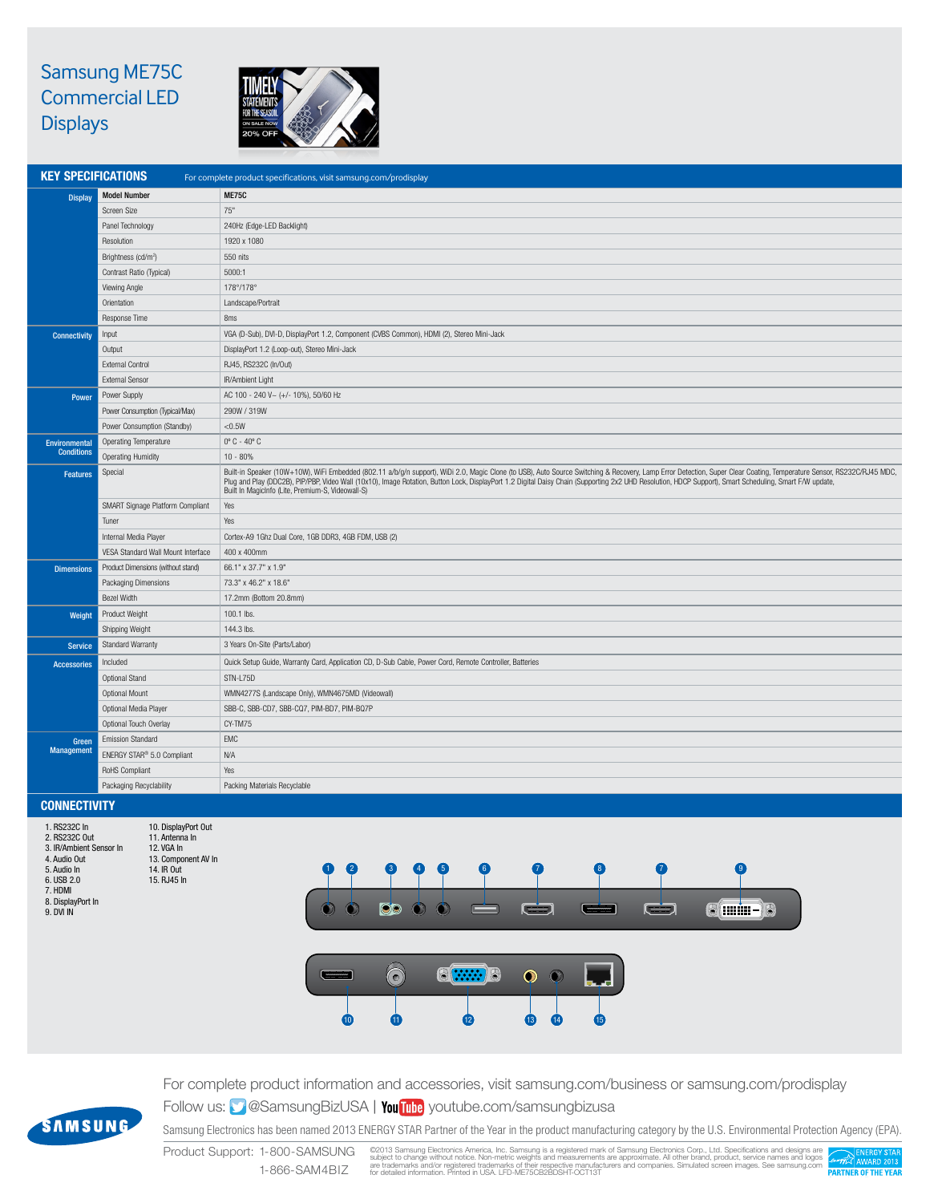# Samsung ME75C Commercial LED Displays

TIMELY STATEMENTS FOR THE SEASON. ON SALE NOW 20% OFF

## KEY SPECIFICATIONS

For complete product specifications, visit samsung.com/prodisplay

| | | |
|---|---|---|
| Display | Model Number | ME75C |
| | Screen Size | 75" |
| | Panel Technology | 240Hz (Edge-LED Backlight) |
| | Resolution | 1920 x 1080 |
| | Brightness (cd/m²) | 550 nits |
| | Contrast Ratio (Typical) | 5000:1 |
| | Viewing Angle | 178°/178° |
| | Orientation | Landscape/Portrait |
| | Response Time | 8ms |
| Connectivity | Input | VGA (D-Sub), DVI-D, DisplayPort 1.2, Component (CVBS Common), HDMI (2), Stereo Mini-Jack |
| | Output | DisplayPort 1.2 (Loop-out), Stereo Mini-Jack |
| | External Control | RJ45, RS232C (In/Out) |
| | External Sensor | IR/Ambient Light |
| Power | Power Supply | AC 100 - 240 V~ (+/- 10%), 50/60 Hz |
| | Power Consumption (Typical/Max) | 290W / 319W |
| | Power Consumption (Standby) | <0.5W |
| Environmental Conditions | Operating Temperature | 0° C - 40° C |
| | Operating Humidity | 10 - 80% |
| Features | Special | Built-in Speaker (10W+10W), WiFi Embedded (802.11 a/b/g/n support), WiDi 2.0, Magic Clone (to USB), Auto Source Switching & Recovery, Lamp Error Detection, Super Clear Coating, Temperature Sensor, RS232C/RJ45 MDC, Plug and Play (DDC2B), PIP/PBP, Video Wall (10x10), Image Rotation, Button Lock, DisplayPort 1.2 Digital Daisy Chain (Supporting 2x2 UHD Resolution, HDCP Support), Smart Scheduling, Smart F/W update, Built In MagicInfo (Lite, Premium-S, Videowall-S) |
| | SMART Signage Platform Compliant | Yes |
| | Tuner | Yes |
| | Internal Media Player | Cortex-A9 1Ghz Dual Core, 1GB DDR3, 4GB FDM, USB (2) |
| | VESA Standard Wall Mount Interface | 400 x 400mm |
| Dimensions | Product Dimensions (without stand) | 66.1" x 37.7" x 1.9" |
| | Packaging Dimensions | 73.3" x 46.2" x 18.6" |
| | Bezel Width | 17.2mm (Bottom 20.8mm) |
| Weight | Product Weight | 100.1 lbs. |
| | Shipping Weight | 144.3 lbs. |
| Service | Standard Warranty | 3 Years On-Site (Parts/Labor) |
| Accessories | Included | Quick Setup Guide, Warranty Card, Application CD, D-Sub Cable, Power Cord, Remote Controller, Batteries |
| | Optional Stand | STN-L75D |
| | Optional Mount | WMN4277S (Landscape Only), WMN4675MD (Videowall) |
| | Optional Media Player | SBB-C, SBB-CD7, SBB-CQ7, PIM-BD7, PIM-BQ7P |
| | Optional Touch Overlay | CY-TM75 |
| Green Management | Emission Standard | EMC |
| | ENERGY STAR® 5.0 Compliant | N/A |
| | RoHS Compliant | Yes |
| | Packaging Recyclability | Packing Materials Recyclable |

## CONNECTIVITY

1. RS232C In
2. RS232C Out
3. IR/Ambient Sensor In
4. Audio Out
5. Audio In
6. USB 2.0
7. HDMI
8. DisplayPort In
9. DVI IN
10. DisplayPort Out
11. Antenna In
12. VGA In
13. Component AV In
14. IR Out
15. RJ45 In

For complete product information and accessories, visit samsung.com/business or samsung.com/prodisplay

Follow us: @SamsungBizUSA | YouTube youtube.com/samsungbizusa

Samsung Electronics has been named 2013 ENERGY STAR Partner of the Year in the product manufacturing category by the U.S. Environmental Protection Agency (EPA).

Product Support: 1-800-SAMSUNG
1-866-SAM4BIZ

©2013 Samsung Electronics America, Inc. Samsung is a registered mark of Samsung Electronics Corp., Ltd. Specifications and designs are subject to change without notice. Non-metric weights and measurements are approximate. All other brand, product, service names and logos are trademarks and/or registered trademarks of their respective manufacturers and companies. Simulated screen images. See samsung.com for detailed information. Printed in USA. LFD-ME75CB2BDSHT-OCT13T

ENERGY STAR AWARD 2013 PARTNER OF THE YEAR